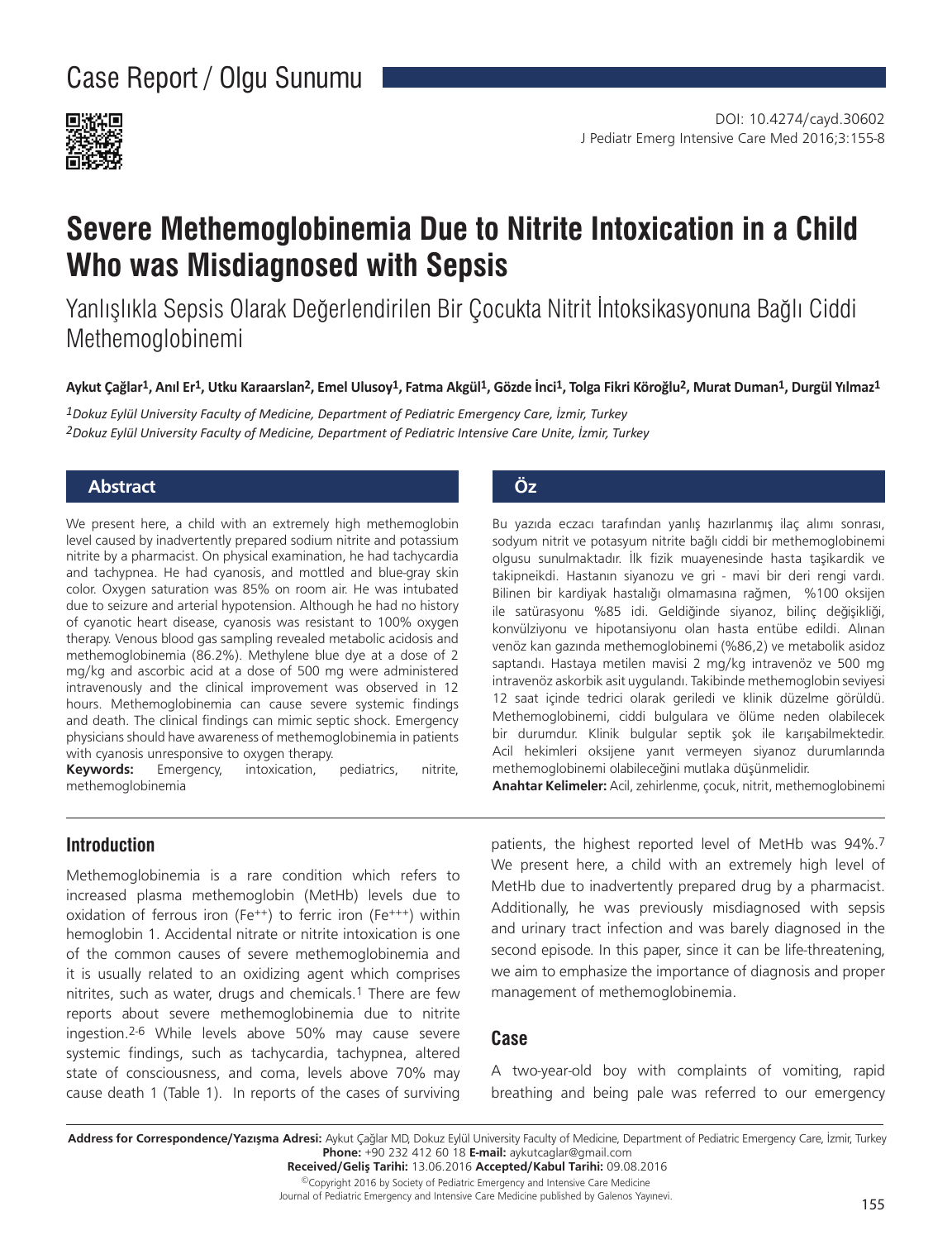Case Report / Olgu Sunumu

DOI: 10.4274/cayd.30602
J Pediatr Emerg Intensive Care Med 2016;3:155-8

# Severe Methemoglobinemia Due to Nitrite Intoxication in a Child Who was Misdiagnosed with Sepsis

## Yanlışlıkla Sepsis Olarak Değerlendirilen Bir Çocukta Nitrit İntoksikasyonuna Bağlı Ciddi Methemoglobinemi

**Aykut Çağlar[1], Anıl Er[1], Utku Karaarslan[2], Emel Ulusoy[1], Fatma Akgül[1], Gözde İnci[1], Tolga Fikri Köroğlu[2], Murat Duman[1], Durgül Yılmaz[1]**

*[1]Dokuz Eylül University Faculty of Medicine, Department of Pediatric Emergency Care, İzmir, Turkey*
*[2]Dokuz Eylül University Faculty of Medicine, Department of Pediatric Intensive Care Unite, İzmir, Turkey*

### Abstract

We present here, a child with an extremely high methemoglobin level caused by inadvertently prepared sodium nitrite and potassium nitrite by a pharmacist. On physical examination, he had tachycardia and tachypnea. He had cyanosis, and mottled and blue-gray skin color. Oxygen saturation was 85% on room air. He was intubated due to seizure and arterial hypotension. Although he had no history of cyanotic heart disease, cyanosis was resistant to 100% oxygen therapy. Venous blood gas sampling revealed metabolic acidosis and methemoglobinemia (86.2%). Methylene blue dye at a dose of 2 mg/kg and ascorbic acid at a dose of 500 mg were administered intravenously and the clinical improvement was observed in 12 hours. Methemoglobinemia can cause severe systemic findings and death. The clinical findings can mimic septic shock. Emergency physicians should have awareness of methemoglobinemia in patients with cyanosis unresponsive to oxygen therapy.

**Keywords:** Emergency, intoxication, pediatrics, nitrite, methemoglobinemia

### Öz

Bu yazıda eczacı tarafından yanlış hazırlanmış ilaç alımı sonrası, sodyum nitrit ve potasyum nitrite bağlı ciddi bir methemoglobinemi olgusu sunulmaktadır. İlk fizik muayenesinde hasta taşikardik ve takipneikdi. Hastanın siyanozu ve gri - mavi bir deri rengi vardı. Bilinen bir kardiyak hastalığı olmamasına rağmen, %100 oksijen ile satürasyonu %85 idi. Geldiğinde siyanoz, bilinç değişikliği, konvülziyonu ve hipotansiyonu olan hasta entübe edildi. Alınan venöz kan gazında methemoglobinemi (%86,2) ve metabolik asidoz saptandı. Hastaya metilen mavisi 2 mg/kg intravenöz ve 500 mg intravenöz askorbik asit uygulandı. Takibinde methemoglobin seviyesi 12 saat içinde tedrici olarak geriledi ve klinik düzelme görüldü. Methemoglobinemi, ciddi bulgulara ve ölüme neden olabilecek bir durumdur. Klinik bulgular septik şok ile karışabilmektedir. Acil hekimleri oksijene yanıt vermeyen siyanoz durumlarında methemoglobinemi olabileceğini mutlaka düşünmelidir.

**Anahtar Kelimeler:** Acil, zehirlenme, çocuk, nitrit, methemoglobinemi

## Introduction

Methemoglobinemia is a rare condition which refers to increased plasma methemoglobin (MetHb) levels due to oxidation of ferrous iron ($Fe^{++}$) to ferric iron ($Fe^{+++}$) within hemoglobin 1. Accidental nitrate or nitrite intoxication is one of the common causes of severe methemoglobinemia and it is usually related to an oxidizing agent which comprises nitrites, such as water, drugs and chemicals.[1] There are few reports about severe methemoglobinemia due to nitrite ingestion.[2-6] While levels above 50% may cause severe systemic findings, such as tachycardia, tachypnea, altered state of consciousness, and coma, levels above 70% may cause death 1 (Table 1). In reports of the cases of surviving patients, the highest reported level of MetHb was 94%.[7] We present here, a child with an extremely high level of MetHb due to inadvertently prepared drug by a pharmacist. Additionally, he was previously misdiagnosed with sepsis and urinary tract infection and was barely diagnosed in the second episode. In this paper, since it can be life-threatening, we aim to emphasize the importance of diagnosis and proper management of methemoglobinemia.

## Case

A two-year-old boy with complaints of vomiting, rapid breathing and being pale was referred to our emergency

**Address for Correspondence/Yazışma Adresi:** Aykut Çağlar MD, Dokuz Eylül University Faculty of Medicine, Department of Pediatric Emergency Care, İzmir, Turkey
**Phone:** +90 232 412 60 18 **E-mail:** aykutcaglar@gmail.com
**Received/Geliş Tarihi:** 13.06.2016 **Accepted/Kabul Tarihi:** 09.08.2016
©Copyright 2016 by Society of Pediatric Emergency and Intensive Care Medicine
Journal of Pediatric Emergency and Intensive Care Medicine published by Galenos Yayınevi.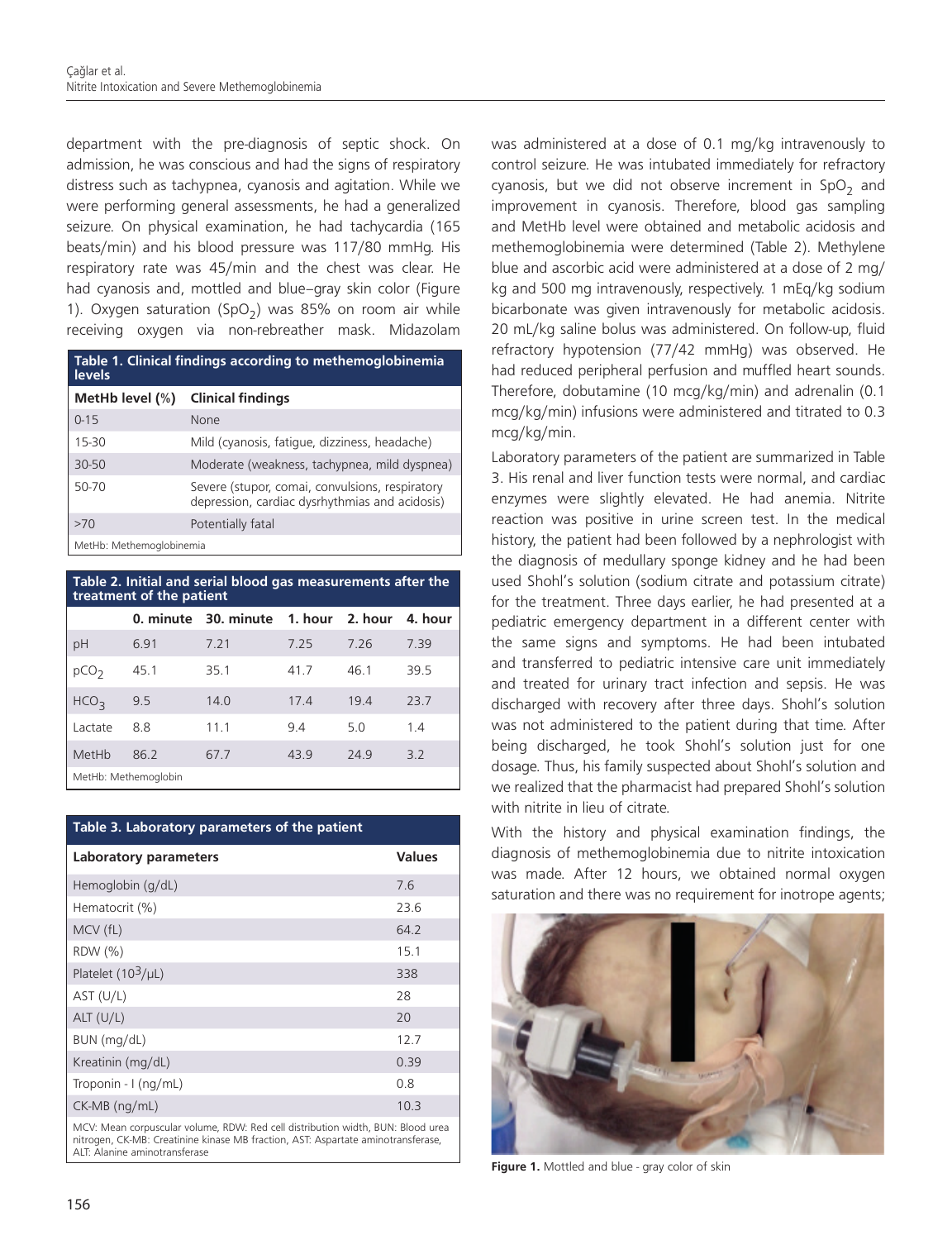department with the pre-diagnosis of septic shock. On admission, he was conscious and had the signs of respiratory distress such as tachypnea, cyanosis and agitation. While we were performing general assessments, he had a generalized seizure. On physical examination, he had tachycardia (165 beats/min) and his blood pressure was 117/80 mmHg. His respiratory rate was 45/min and the chest was clear. He had cyanosis and, mottled and blue–gray skin color (Figure 1). Oxygen saturation ($SpO_2$) was 85% on room air while receiving oxygen via non-rebreather mask. Midazolam was administered at a dose of 0.1 mg/kg intravenously to control seizure. He was intubated immediately for refractory cyanosis, but we did not observe increment in $SpO_2$ and improvement in cyanosis. Therefore, blood gas sampling and MetHb level were obtained and metabolic acidosis and methemoglobinemia were determined (Table 2). Methylene blue and ascorbic acid were administered at a dose of 2 mg/kg and 500 mg intravenously, respectively. 1 mEq/kg sodium bicarbonate was given intravenously for metabolic acidosis. 20 mL/kg saline bolus was administered. On follow-up, fluid refractory hypotension (77/42 mmHg) was observed. He had reduced peripheral perfusion and muffled heart sounds. Therefore, dobutamine (10 mcg/kg/min) and adrenalin (0.1 mcg/kg/min) infusions were administered and titrated to 0.3 mcg/kg/min.

**Table 1. Clinical findings according to methemoglobinemia levels**

| MetHb level (%) | Clinical findings |
|---|---|
| 0-15 | None |
| 15-30 | Mild (cyanosis, fatigue, dizziness, headache) |
| 30-50 | Moderate (weakness, tachypnea, mild dyspnea) |
| 50-70 | Severe (stupor, comai, convulsions, respiratory depression, cardiac dysrhythmias and acidosis) |
| >70 | Potentially fatal |

MetHb: Methemoglobinemia

**Table 2. Initial and serial blood gas measurements after the treatment of the patient**

| | 0. minute | 30. minute | 1. hour | 2. hour | 4. hour |
|---|---|---|---|---|---|
| pH | 6.91 | 7.21 | 7.25 | 7.26 | 7.39 |
| $pCO_2$ | 45.1 | 35.1 | 41.7 | 46.1 | 39.5 |
| $HCO_3$ | 9.5 | 14.0 | 17.4 | 19.4 | 23.7 |
| Lactate | 8.8 | 11.1 | 9.4 | 5.0 | 1.4 |
| MetHb | 86.2 | 67.7 | 43.9 | 24.9 | 3.2 |

MetHb: Methemoglobin

**Table 3. Laboratory parameters of the patient**

| Laboratory parameters | Values |
|---|---|
| Hemoglobin (g/dL) | 7.6 |
| Hematocrit (%) | 23.6 |
| MCV (fL) | 64.2 |
| RDW (%) | 15.1 |
| Platelet ($10^3$/μL) | 338 |
| AST (U/L) | 28 |
| ALT (U/L) | 20 |
| BUN (mg/dL) | 12.7 |
| Kreatinin (mg/dL) | 0.39 |
| Troponin - I (ng/mL) | 0.8 |
| CK-MB (ng/mL) | 10.3 |

MCV: Mean corpuscular volume, RDW: Red cell distribution width, BUN: Blood urea nitrogen, CK-MB: Creatinine kinase MB fraction, AST: Aspartate aminotransferase, ALT: Alanine aminotransferase

Laboratory parameters of the patient are summarized in Table 3. His renal and liver function tests were normal, and cardiac enzymes were slightly elevated. He had anemia. Nitrite reaction was positive in urine screen test. In the medical history, the patient had been followed by a nephrologist with the diagnosis of medullary sponge kidney and he had been used Shohl's solution (sodium citrate and potassium citrate) for the treatment. Three days earlier, he had presented at a pediatric emergency department in a different center with the same signs and symptoms. He had been intubated and transferred to pediatric intensive care unit immediately and treated for urinary tract infection and sepsis. He was discharged with recovery after three days. Shohl's solution was not administered to the patient during that time. After being discharged, he took Shohl's solution just for one dosage. Thus, his family suspected about Shohl's solution and we realized that the pharmacist had prepared Shohl's solution with nitrite in lieu of citrate.

With the history and physical examination findings, the diagnosis of methemoglobinemia due to nitrite intoxication was made. After 12 hours, we obtained normal oxygen saturation and there was no requirement for inotrope agents;

**Figure 1.** Mottled and blue - gray color of skin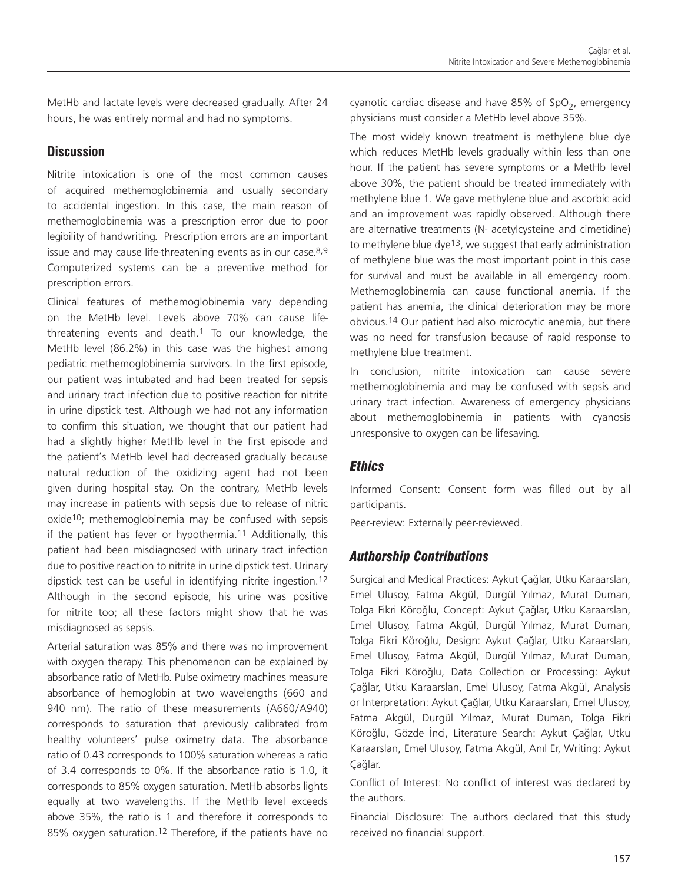MetHb and lactate levels were decreased gradually. After 24 hours, he was entirely normal and had no symptoms.

## Discussion

Nitrite intoxication is one of the most common causes of acquired methemoglobinemia and usually secondary to accidental ingestion. In this case, the main reason of methemoglobinemia was a prescription error due to poor legibility of handwriting. Prescription errors are an important issue and may cause life-threatening events as in our case.[8,9] Computerized systems can be a preventive method for prescription errors.

Clinical features of methemoglobinemia vary depending on the MetHb level. Levels above 70% can cause life-threatening events and death.[1] To our knowledge, the MetHb level (86.2%) in this case was the highest among pediatric methemoglobinemia survivors. In the first episode, our patient was intubated and had been treated for sepsis and urinary tract infection due to positive reaction for nitrite in urine dipstick test. Although we had not any information to confirm this situation, we thought that our patient had had a slightly higher MetHb level in the first episode and the patient's MetHb level had decreased gradually because natural reduction of the oxidizing agent had not been given during hospital stay. On the contrary, MetHb levels may increase in patients with sepsis due to release of nitric oxide[10]; methemoglobinemia may be confused with sepsis if the patient has fever or hypothermia.[11] Additionally, this patient had been misdiagnosed with urinary tract infection due to positive reaction to nitrite in urine dipstick test. Urinary dipstick test can be useful in identifying nitrite ingestion.[12] Although in the second episode, his urine was positive for nitrite too; all these factors might show that he was misdiagnosed as sepsis.

Arterial saturation was 85% and there was no improvement with oxygen therapy. This phenomenon can be explained by absorbance ratio of MetHb. Pulse oximetry machines measure absorbance of hemoglobin at two wavelengths (660 and 940 nm). The ratio of these measurements (A660/A940) corresponds to saturation that previously calibrated from healthy volunteers' pulse oximetry data. The absorbance ratio of 0.43 corresponds to 100% saturation whereas a ratio of 3.4 corresponds to 0%. If the absorbance ratio is 1.0, it corresponds to 85% oxygen saturation. MetHb absorbs lights equally at two wavelengths. If the MetHb level exceeds above 35%, the ratio is 1 and therefore it corresponds to 85% oxygen saturation.[12] Therefore, if the patients have no cyanotic cardiac disease and have 85% of $SpO_2$, emergency physicians must consider a MetHb level above 35%.

The most widely known treatment is methylene blue dye which reduces MetHb levels gradually within less than one hour. If the patient has severe symptoms or a MetHb level above 30%, the patient should be treated immediately with methylene blue 1. We gave methylene blue and ascorbic acid and an improvement was rapidly observed. Although there are alternative treatments (N- acetylcysteine and cimetidine) to methylene blue dye[13], we suggest that early administration of methylene blue was the most important point in this case for survival and must be available in all emergency room. Methemoglobinemia can cause functional anemia. If the patient has anemia, the clinical deterioration may be more obvious.[14] Our patient had also microcytic anemia, but there was no need for transfusion because of rapid response to methylene blue treatment.

In conclusion, nitrite intoxication can cause severe methemoglobinemia and may be confused with sepsis and urinary tract infection. Awareness of emergency physicians about methemoglobinemia in patients with cyanosis unresponsive to oxygen can be lifesaving.

## *Ethics*

Informed Consent: Consent form was filled out by all participants.

Peer-review: Externally peer-reviewed.

## *Authorship Contributions*

Surgical and Medical Practices: Aykut Çağlar, Utku Karaarslan, Emel Ulusoy, Fatma Akgül, Durgül Yılmaz, Murat Duman, Tolga Fikri Köroğlu, Concept: Aykut Çağlar, Utku Karaarslan, Emel Ulusoy, Fatma Akgül, Durgül Yılmaz, Murat Duman, Tolga Fikri Köroğlu, Design: Aykut Çağlar, Utku Karaarslan, Emel Ulusoy, Fatma Akgül, Durgül Yılmaz, Murat Duman, Tolga Fikri Köroğlu, Data Collection or Processing: Aykut Çağlar, Utku Karaarslan, Emel Ulusoy, Fatma Akgül, Analysis or Interpretation: Aykut Çağlar, Utku Karaarslan, Emel Ulusoy, Fatma Akgül, Durgül Yılmaz, Murat Duman, Tolga Fikri Köroğlu, Gözde İnci, Literature Search: Aykut Çağlar, Utku Karaarslan, Emel Ulusoy, Fatma Akgül, Anıl Er, Writing: Aykut Çağlar.

Conflict of Interest: No conflict of interest was declared by the authors.

Financial Disclosure: The authors declared that this study received no financial support.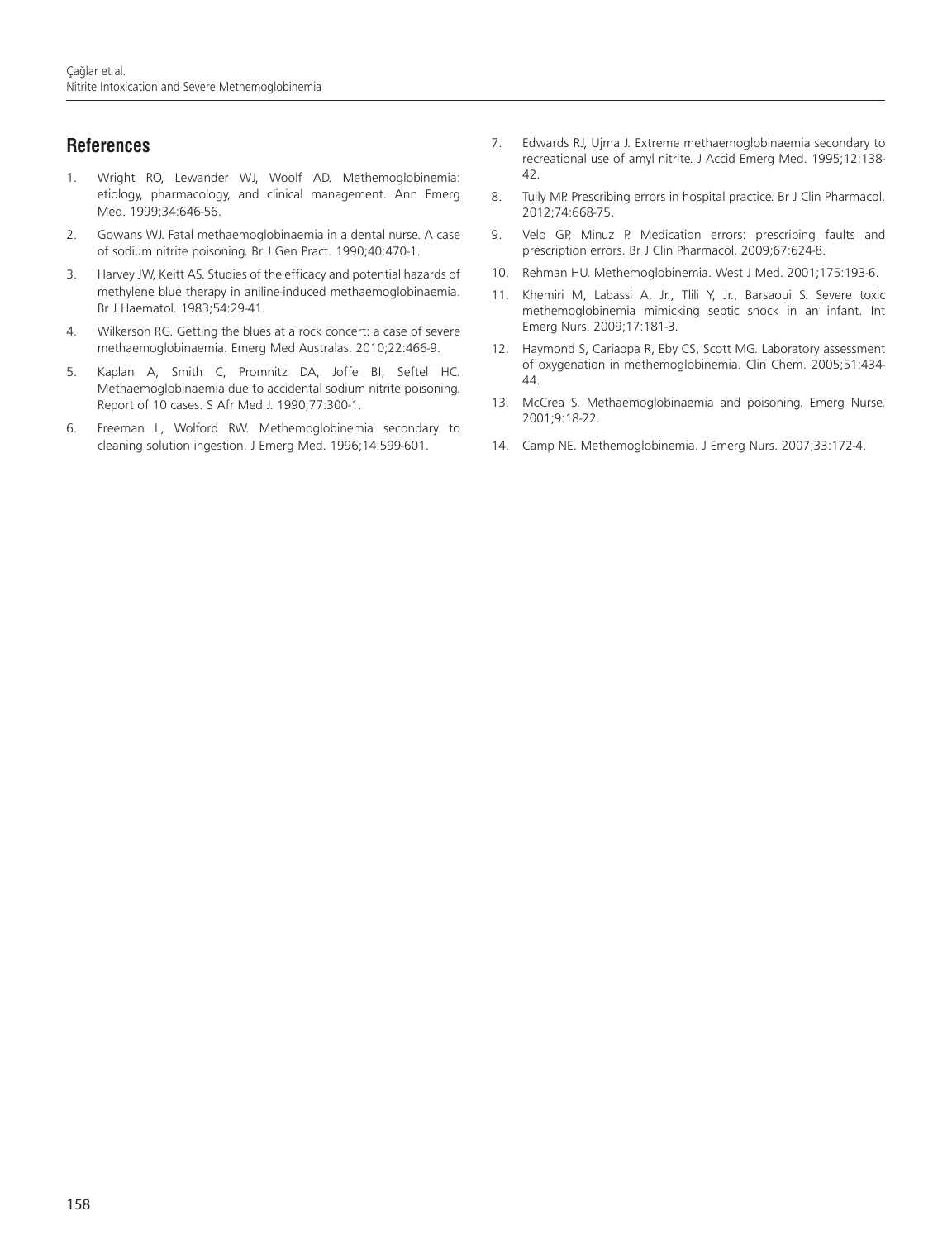## References

1. Wright RO, Lewander WJ, Woolf AD. Methemoglobinemia: etiology, pharmacology, and clinical management. Ann Emerg Med. 1999;34:646-56.
2. Gowans WJ. Fatal methaemoglobinaemia in a dental nurse. A case of sodium nitrite poisoning. Br J Gen Pract. 1990;40:470-1.
3. Harvey JW, Keitt AS. Studies of the efficacy and potential hazards of methylene blue therapy in aniline-induced methaemoglobinaemia. Br J Haematol. 1983;54:29-41.
4. Wilkerson RG. Getting the blues at a rock concert: a case of severe methaemoglobinaemia. Emerg Med Australas. 2010;22:466-9.
5. Kaplan A, Smith C, Promnitz DA, Joffe BI, Seftel HC. Methaemoglobinaemia due to accidental sodium nitrite poisoning. Report of 10 cases. S Afr Med J. 1990;77:300-1.
6. Freeman L, Wolford RW. Methemoglobinemia secondary to cleaning solution ingestion. J Emerg Med. 1996;14:599-601.
7. Edwards RJ, Ujma J. Extreme methaemoglobinaemia secondary to recreational use of amyl nitrite. J Accid Emerg Med. 1995;12:138-42.
8. Tully MP. Prescribing errors in hospital practice. Br J Clin Pharmacol. 2012;74:668-75.
9. Velo GP, Minuz P. Medication errors: prescribing faults and prescription errors. Br J Clin Pharmacol. 2009;67:624-8.
10. Rehman HU. Methemoglobinemia. West J Med. 2001;175:193-6.
11. Khemiri M, Labassi A, Jr., Tlili Y, Jr., Barsaoui S. Severe toxic methemoglobinemia mimicking septic shock in an infant. Int Emerg Nurs. 2009;17:181-3.
12. Haymond S, Cariappa R, Eby CS, Scott MG. Laboratory assessment of oxygenation in methemoglobinemia. Clin Chem. 2005;51:434-44.
13. McCrea S. Methaemoglobinaemia and poisoning. Emerg Nurse. 2001;9:18-22.
14. Camp NE. Methemoglobinemia. J Emerg Nurs. 2007;33:172-4.